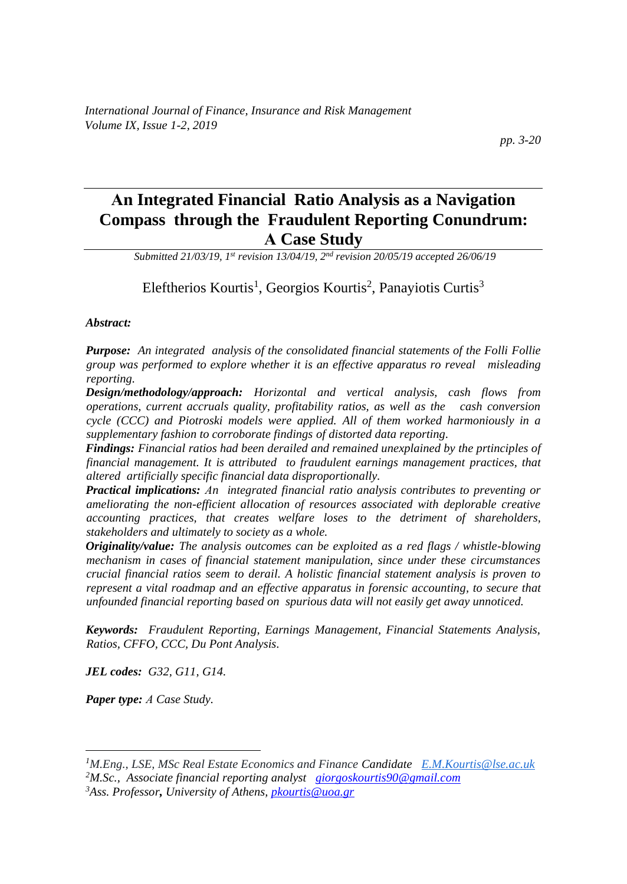# An Integrated Financial Ratio Analysis as a Navigation Compass through the Fraudulent Reporting Conundrum: A Case Study

*Submitted 21/03/19, 1st revision 13/04/19, 2nd revision 20/05/19 accepted 26/06/19*

Eleftherios Kourtis[1], Georgios Kourtis[2], Panayiotis Curtis[3]

***Abstract:***

***Purpose:*** *An integrated analysis of the consolidated financial statements of the Folli Follie group was performed to explore whether it is an effective apparatus ro reveal misleading reporting.*

***Design/methodology/approach:*** *Horizontal and vertical analysis, cash flows from operations, current accruals quality, profitability ratios, as well as the cash conversion cycle (CCC) and Piotroski models were applied. All of them worked harmoniously in a supplementary fashion to corroborate findings of distorted data reporting.*

***Findings:*** *Financial ratios had been derailed and remained unexplained by the prtinciples of financial management. It is attributed to fraudulent earnings management practices, that altered artificially specific financial data disproportionally.*

***Practical implications:*** *An integrated financial ratio analysis contributes to preventing or ameliorating the non-efficient allocation of resources associated with deplorable creative accounting practices, that creates welfare loses to the detriment of shareholders, stakeholders and ultimately to society as a whole.*

***Originality/value:*** *The analysis outcomes can be exploited as a red flags / whistle-blowing mechanism in cases of financial statement manipulation, since under these circumstances crucial financial ratios seem to derail. A holistic financial statement analysis is proven to represent a vital roadmap and an effective apparatus in forensic accounting, to secure that unfounded financial reporting based on spurious data will not easily get away unnoticed.*

***Keywords:*** *Fraudulent Reporting, Earnings Management, Financial Statements Analysis, Ratios, CFFO, CCC, Du Pont Analysis.*

***JEL codes:*** *G32, G11, G14.*

***Paper type:*** *A Case Study.*

---

[1] *M.Eng., LSE, MSc Real Estate Economics and Finance Candidate* E.M.Kourtis@lse.ac.uk

[2] *M.Sc., Associate financial reporting analyst* giorgoskourtis90@gmail.com

[3] *Ass. Professor**,** University of Athens,* pkourtis@uoa.gr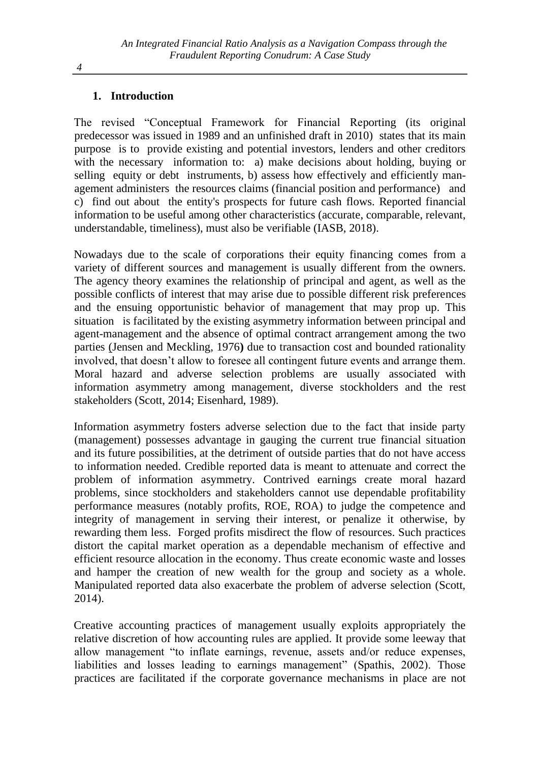## 1. Introduction

The revised "Conceptual Framework for Financial Reporting (its original predecessor was issued in 1989 and an unfinished draft in 2010) states that its main purpose is to provide existing and potential investors, lenders and other creditors with the necessary information to: a) make decisions about holding, buying or selling equity or debt instruments, b) assess how effectively and efficiently management administers the resources claims (financial position and performance) and c) find out about the entity's prospects for future cash flows. Reported financial information to be useful among other characteristics (accurate, comparable, relevant, understandable, timeliness), must also be verifiable (IASB, 2018).

Nowadays due to the scale of corporations their equity financing comes from a variety of different sources and management is usually different from the owners. The agency theory examines the relationship of principal and agent, as well as the possible conflicts of interest that may arise due to possible different risk preferences and the ensuing opportunistic behavior of management that may prop up. This situation is facilitated by the existing asymmetry information between principal and agent-management and the absence of optimal contract arrangement among the two parties (Jensen and Meckling, 1976**)** due to transaction cost and bounded rationality involved, that doesn't allow to foresee all contingent future events and arrange them. Moral hazard and adverse selection problems are usually associated with information asymmetry among management, diverse stockholders and the rest stakeholders (Scott, 2014; Eisenhard, 1989).

Information asymmetry fosters adverse selection due to the fact that inside party (management) possesses advantage in gauging the current true financial situation and its future possibilities, at the detriment of outside parties that do not have access to information needed. Credible reported data is meant to attenuate and correct the problem of information asymmetry. Contrived earnings create moral hazard problems, since stockholders and stakeholders cannot use dependable profitability performance measures (notably profits, ROE, ROA) to judge the competence and integrity of management in serving their interest, or penalize it otherwise, by rewarding them less. Forged profits misdirect the flow of resources. Such practices distort the capital market operation as a dependable mechanism of effective and efficient resource allocation in the economy. Thus create economic waste and losses and hamper the creation of new wealth for the group and society as a whole. Manipulated reported data also exacerbate the problem of adverse selection (Scott, 2014).

Creative accounting practices of management usually exploits appropriately the relative discretion of how accounting rules are applied. It provide some leeway that allow management "to inflate earnings, revenue, assets and/or reduce expenses, liabilities and losses leading to earnings management" (Spathis, 2002). Those practices are facilitated if the corporate governance mechanisms in place are not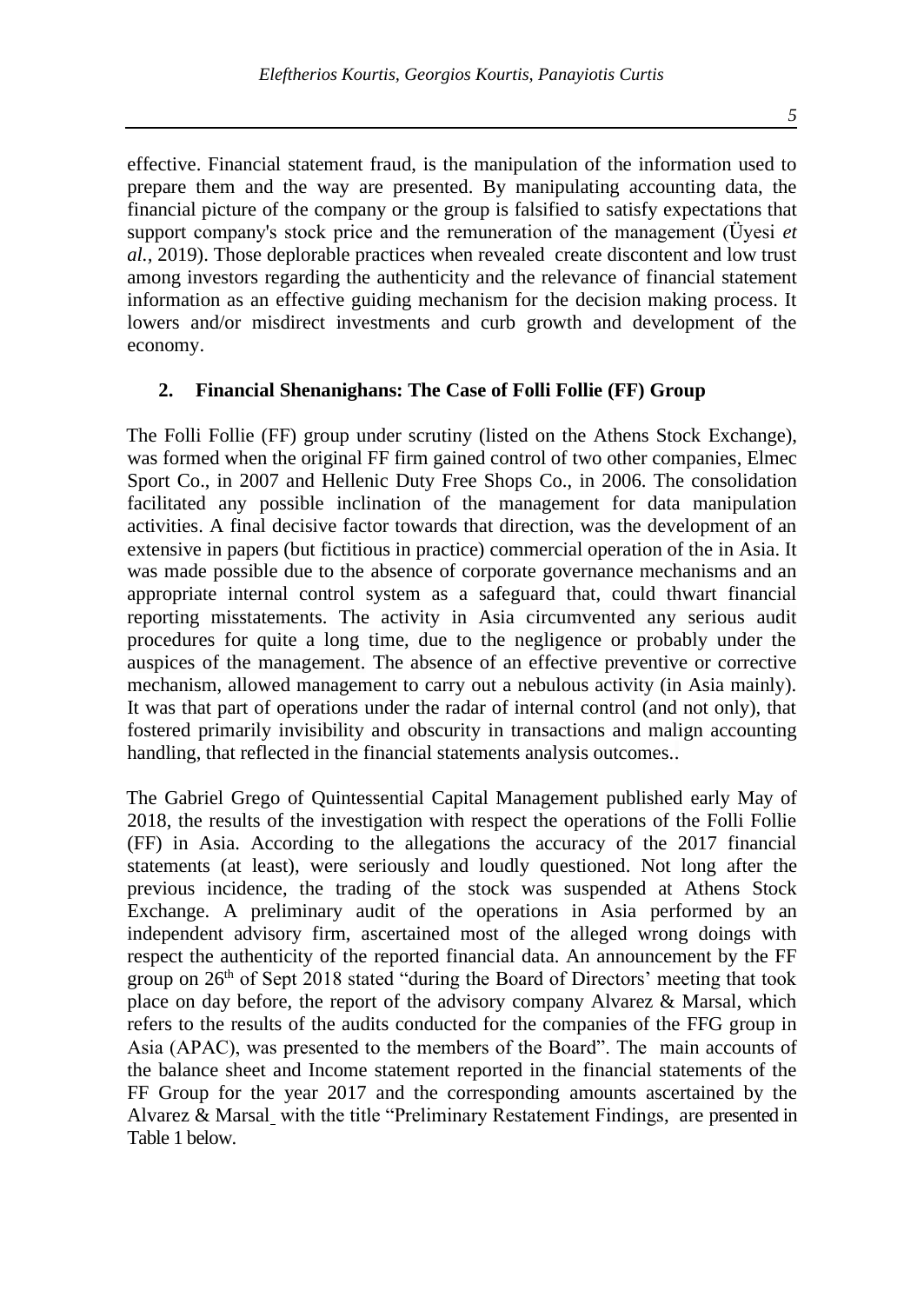effective. Financial statement fraud, is the manipulation of the information used to prepare them and the way are presented. By manipulating accounting data, the financial picture of the company or the group is falsified to satisfy expectations that support company's stock price and the remuneration of the management (Üyesi *et al.*, 2019). Those deplorable practices when revealed create discontent and low trust among investors regarding the authenticity and the relevance of financial statement information as an effective guiding mechanism for the decision making process. It lowers and/or misdirect investments and curb growth and development of the economy.

## 2. Financial Shenanighans: The Case of Folli Follie (FF) Group

The Folli Follie (FF) group under scrutiny (listed on the Athens Stock Exchange), was formed when the original FF firm gained control of two other companies, Elmec Sport Co., in 2007 and Hellenic Duty Free Shops Co., in 2006. The consolidation facilitated any possible inclination of the management for data manipulation activities. A final decisive factor towards that direction, was the development of an extensive in papers (but fictitious in practice) commercial operation of the in Asia. It was made possible due to the absence of corporate governance mechanisms and an appropriate internal control system as a safeguard that, could thwart financial reporting misstatements. The activity in Asia circumvented any serious audit procedures for quite a long time, due to the negligence or probably under the auspices of the management. The absence of an effective preventive or corrective mechanism, allowed management to carry out a nebulous activity (in Asia mainly). It was that part of operations under the radar of internal control (and not only), that fostered primarily invisibility and obscurity in transactions and malign accounting handling, that reflected in the financial statements analysis outcomes..

The Gabriel Grego of Quintessential Capital Management published early May of 2018, the results of the investigation with respect the operations of the Folli Follie (FF) in Asia. According to the allegations the accuracy of the 2017 financial statements (at least), were seriously and loudly questioned. Not long after the previous incidence, the trading of the stock was suspended at Athens Stock Exchange. A preliminary audit of the operations in Asia performed by an independent advisory firm, ascertained most of the alleged wrong doings with respect the authenticity of the reported financial data. An announcement by the FF group on 26th of Sept 2018 stated "during the Board of Directors' meeting that took place on day before, the report of the advisory company Alvarez & Marsal, which refers to the results of the audits conducted for the companies of the FFG group in Asia (APAC), was presented to the members of the Board". The main accounts of the balance sheet and Income statement reported in the financial statements of the FF Group for the year 2017 and the corresponding amounts ascertained by the Alvarez & Marsal with the title "Preliminary Restatement Findings, are presented in Table 1 below.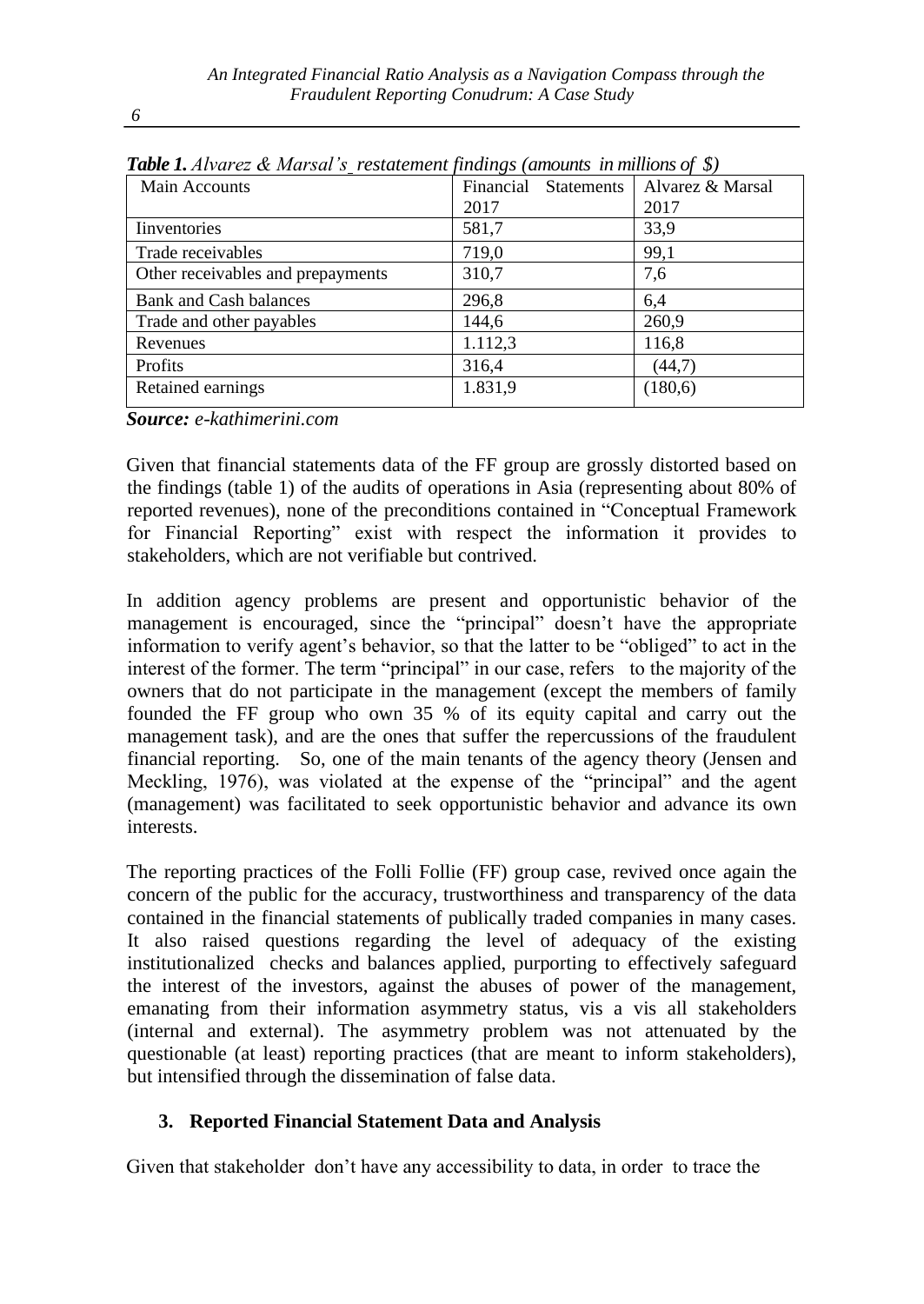***Table 1.*** *Alvarez & Marsal's restatement findings (amounts in millions of $)*

| Main Accounts | Financial Statements 2017 | Alvarez & Marsal 2017 |
|---|---|---|
| Iinventories | 581,7 | 33,9 |
| Trade receivables | 719,0 | 99,1 |
| Other receivables and prepayments | 310,7 | 7,6 |
| Bank and Cash balances | 296,8 | 6,4 |
| Trade and other payables | 144,6 | 260,9 |
| Revenues | 1.112,3 | 116,8 |
| Profits | 316,4 | (44,7) |
| Retained earnings | 1.831,9 | (180,6) |

***Source:*** *e-kathimerini.com*

Given that financial statements data of the FF group are grossly distorted based on the findings (table 1) of the audits of operations in Asia (representing about 80% of reported revenues), none of the preconditions contained in "Conceptual Framework for Financial Reporting" exist with respect the information it provides to stakeholders, which are not verifiable but contrived.

In addition agency problems are present and opportunistic behavior of the management is encouraged, since the "principal" doesn't have the appropriate information to verify agent's behavior, so that the latter to be "obliged" to act in the interest of the former. The term "principal" in our case, refers to the majority of the owners that do not participate in the management (except the members of family founded the FF group who own 35 % of its equity capital and carry out the management task), and are the ones that suffer the repercussions of the fraudulent financial reporting. So, one of the main tenants of the agency theory (Jensen and Meckling, 1976), was violated at the expense of the "principal" and the agent (management) was facilitated to seek opportunistic behavior and advance its own interests.

The reporting practices of the Folli Follie (FF) group case, revived once again the concern of the public for the accuracy, trustworthiness and transparency of the data contained in the financial statements of publically traded companies in many cases. It also raised questions regarding the level of adequacy of the existing institutionalized checks and balances applied, purporting to effectively safeguard the interest of the investors, against the abuses of power of the management, emanating from their information asymmetry status, vis a vis all stakeholders (internal and external). The asymmetry problem was not attenuated by the questionable (at least) reporting practices (that are meant to inform stakeholders), but intensified through the dissemination of false data.

## 3. Reported Financial Statement Data and Analysis

Given that stakeholder don't have any accessibility to data, in order to trace the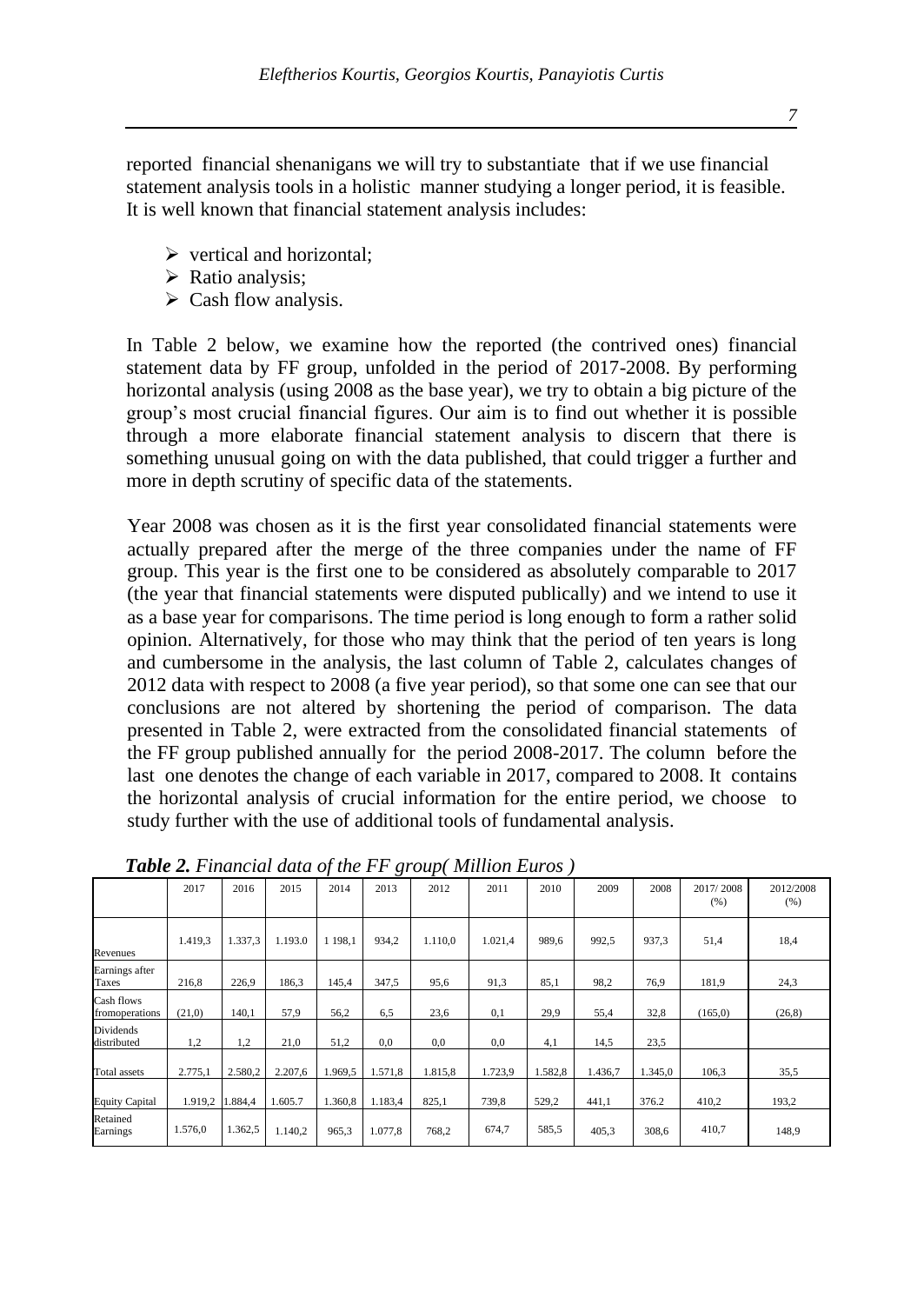reported financial shenanigans we will try to substantiate that if we use financial statement analysis tools in a holistic manner studying a longer period, it is feasible. It is well known that financial statement analysis includes:

- vertical and horizontal;
- Ratio analysis;
- Cash flow analysis.

In Table 2 below, we examine how the reported (the contrived ones) financial statement data by FF group, unfolded in the period of 2017-2008. By performing horizontal analysis (using 2008 as the base year), we try to obtain a big picture of the group's most crucial financial figures. Our aim is to find out whether it is possible through a more elaborate financial statement analysis to discern that there is something unusual going on with the data published, that could trigger a further and more in depth scrutiny of specific data of the statements.

Year 2008 was chosen as it is the first year consolidated financial statements were actually prepared after the merge of the three companies under the name of FF group. This year is the first one to be considered as absolutely comparable to 2017 (the year that financial statements were disputed publically) and we intend to use it as a base year for comparisons. The time period is long enough to form a rather solid opinion. Alternatively, for those who may think that the period of ten years is long and cumbersome in the analysis, the last column of Table 2, calculates changes of 2012 data with respect to 2008 (a five year period), so that some one can see that our conclusions are not altered by shortening the period of comparison. The data presented in Table 2, were extracted from the consolidated financial statements of the FF group published annually for the period 2008-2017. The column before the last one denotes the change of each variable in 2017, compared to 2008. It contains the horizontal analysis of crucial information for the entire period, we choose to study further with the use of additional tools of fundamental analysis.

***Table 2.*** *Financial data of the FF group( Million Euros )*

| | 2017 | 2016 | 2015 | 2014 | 2013 | 2012 | 2011 | 2010 | 2009 | 2008 | 2017/ 2008 (%) | 2012/2008 (%) |
|---|---|---|---|---|---|---|---|---|---|---|---|---|
| Revenues | 1.419,3 | 1.337,3 | 1.193.0 | 1 198,1 | 934,2 | 1.110,0 | 1.021,4 | 989,6 | 992,5 | 937,3 | 51,4 | 18,4 |
| Earnings after Taxes | 216,8 | 226,9 | 186,3 | 145,4 | 347,5 | 95,6 | 91,3 | 85,1 | 98,2 | 76,9 | 181,9 | 24,3 |
| Cash flows fromoperations | (21,0) | 140,1 | 57,9 | 56,2 | 6,5 | 23,6 | 0,1 | 29,9 | 55,4 | 32,8 | (165,0) | (26,8) |
| Dividends distributed | 1,2 | 1,2 | 21,0 | 51,2 | 0,0 | 0,0 | 0,0 | 4,1 | 14,5 | 23,5 | | |
| Total assets | 2.775,1 | 2.580,2 | 2.207,6 | 1.969,5 | 1.571,8 | 1.815,8 | 1.723,9 | 1.582,8 | 1.436,7 | 1.345,0 | 106,3 | 35,5 |
| Equity Capital | 1.919,2 | 1.884,4 | 1.605.7 | 1.360,8 | 1.183,4 | 825,1 | 739,8 | 529,2 | 441,1 | 376.2 | 410,2 | 193,2 |
| Retained Earnings | 1.576,0 | 1.362,5 | 1.140,2 | 965,3 | 1.077,8 | 768,2 | 674,7 | 585,5 | 405,3 | 308,6 | 410,7 | 148,9 |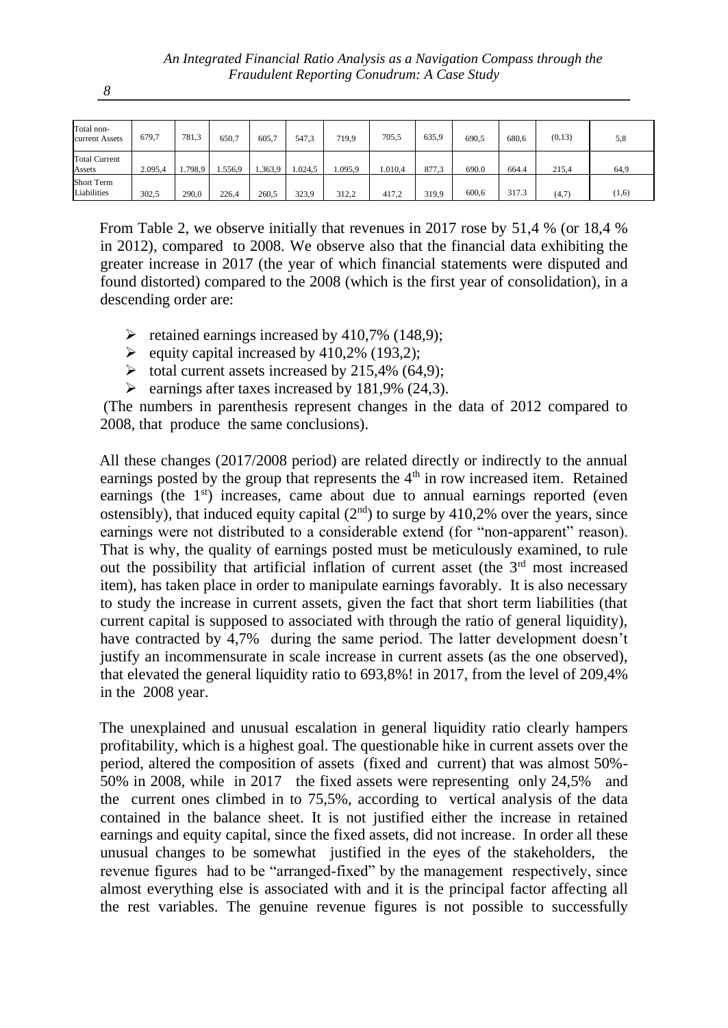| Total non-current Assets | 679,7 | 781,3 | 650,7 | 605,7 | 547,3 | 719,9 | 705,5 | 635,9 | 690,5 | 680,6 | (0,13) | 5,8 |
|---|---|---|---|---|---|---|---|---|---|---|---|---|
| Total Current Assets | 2.095,4 | 1.798,9 | 1.556,9 | 1.363,9 | 1.024,5 | 1.095,9 | 1.010,4 | 877,3 | 690.0 | 664.4 | 215,4 | 64,9 |
| Short Term Liabilities | 302,5 | 290,0 | 226,4 | 260,5 | 323,9 | 312,2 | 417,2 | 319,9 | 600,6 | 317.3 | (4,7) | (1,6) |

From Table 2, we observe initially that revenues in 2017 rose by 51,4 % (or 18,4 % in 2012), compared to 2008. We observe also that the financial data exhibiting the greater increase in 2017 (the year of which financial statements were disputed and found distorted) compared to the 2008 (which is the first year of consolidation), in a descending order are:

- retained earnings increased by 410,7% (148,9);
- equity capital increased by 410,2% (193,2);
- total current assets increased by 215,4% (64,9);
- earnings after taxes increased by 181,9% (24,3).

(The numbers in parenthesis represent changes in the data of 2012 compared to 2008, that produce the same conclusions).

All these changes (2017/2008 period) are related directly or indirectly to the annual earnings posted by the group that represents the 4th in row increased item. Retained earnings (the 1st) increases, came about due to annual earnings reported (even ostensibly), that induced equity capital (2nd) to surge by 410,2% over the years, since earnings were not distributed to a considerable extend (for "non-apparent" reason). That is why, the quality of earnings posted must be meticulously examined, to rule out the possibility that artificial inflation of current asset (the 3rd most increased item), has taken place in order to manipulate earnings favorably. It is also necessary to study the increase in current assets, given the fact that short term liabilities (that current capital is supposed to associated with through the ratio of general liquidity), have contracted by 4,7% during the same period. The latter development doesn't justify an incommensurate in scale increase in current assets (as the one observed), that elevated the general liquidity ratio to 693,8%! in 2017, from the level of 209,4% in the 2008 year.

The unexplained and unusual escalation in general liquidity ratio clearly hampers profitability, which is a highest goal. The questionable hike in current assets over the period, altered the composition of assets (fixed and current) that was almost 50%-50% in 2008, while in 2017 the fixed assets were representing only 24,5% and the current ones climbed in to 75,5%, according to vertical analysis of the data contained in the balance sheet. It is not justified either the increase in retained earnings and equity capital, since the fixed assets, did not increase. In order all these unusual changes to be somewhat justified in the eyes of the stakeholders, the revenue figures had to be "arranged-fixed" by the management respectively, since almost everything else is associated with and it is the principal factor affecting all the rest variables. The genuine revenue figures is not possible to successfully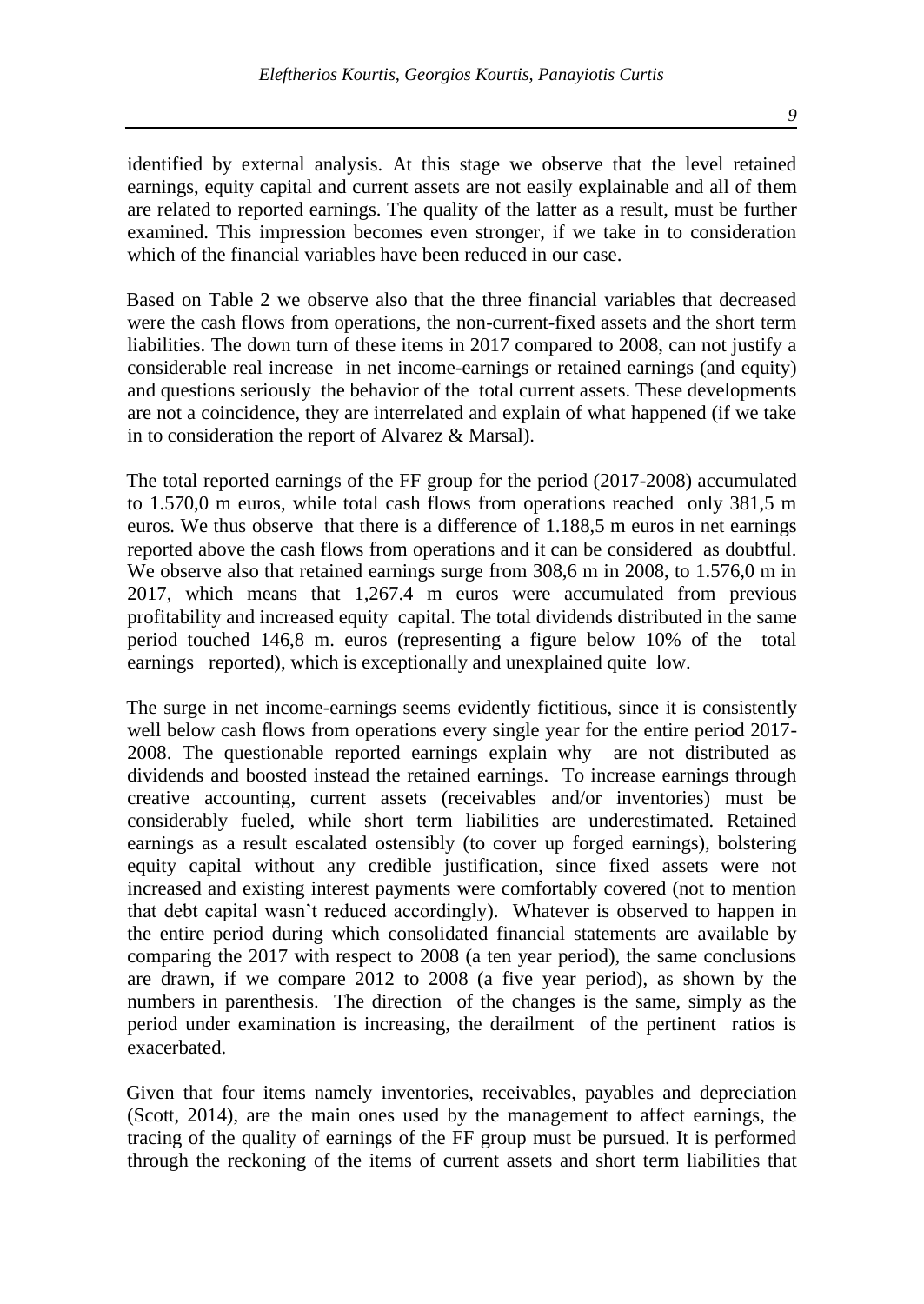identified by external analysis. At this stage we observe that the level retained earnings, equity capital and current assets are not easily explainable and all of them are related to reported earnings. The quality of the latter as a result, must be further examined. This impression becomes even stronger, if we take in to consideration which of the financial variables have been reduced in our case.

Based on Table 2 we observe also that the three financial variables that decreased were the cash flows from operations, the non-current-fixed assets and the short term liabilities. The down turn of these items in 2017 compared to 2008, can not justify a considerable real increase in net income-earnings or retained earnings (and equity) and questions seriously the behavior of the total current assets. These developments are not a coincidence, they are interrelated and explain of what happened (if we take in to consideration the report of Alvarez & Marsal).

The total reported earnings of the FF group for the period (2017-2008) accumulated to 1.570,0 m euros, while total cash flows from operations reached only 381,5 m euros. We thus observe that there is a difference of 1.188,5 m euros in net earnings reported above the cash flows from operations and it can be considered as doubtful. We observe also that retained earnings surge from 308,6 m in 2008, to 1.576,0 m in 2017, which means that 1,267.4 m euros were accumulated from previous profitability and increased equity capital. The total dividends distributed in the same period touched 146,8 m. euros (representing a figure below 10% of the total earnings reported), which is exceptionally and unexplained quite low.

The surge in net income-earnings seems evidently fictitious, since it is consistently well below cash flows from operations every single year for the entire period 2017-2008. The questionable reported earnings explain why are not distributed as dividends and boosted instead the retained earnings. To increase earnings through creative accounting, current assets (receivables and/or inventories) must be considerably fueled, while short term liabilities are underestimated. Retained earnings as a result escalated ostensibly (to cover up forged earnings), bolstering equity capital without any credible justification, since fixed assets were not increased and existing interest payments were comfortably covered (not to mention that debt capital wasn't reduced accordingly). Whatever is observed to happen in the entire period during which consolidated financial statements are available by comparing the 2017 with respect to 2008 (a ten year period), the same conclusions are drawn, if we compare 2012 to 2008 (a five year period), as shown by the numbers in parenthesis. The direction of the changes is the same, simply as the period under examination is increasing, the derailment of the pertinent ratios is exacerbated.

Given that four items namely inventories, receivables, payables and depreciation (Scott, 2014), are the main ones used by the management to affect earnings, the tracing of the quality of earnings of the FF group must be pursued. It is performed through the reckoning of the items of current assets and short term liabilities that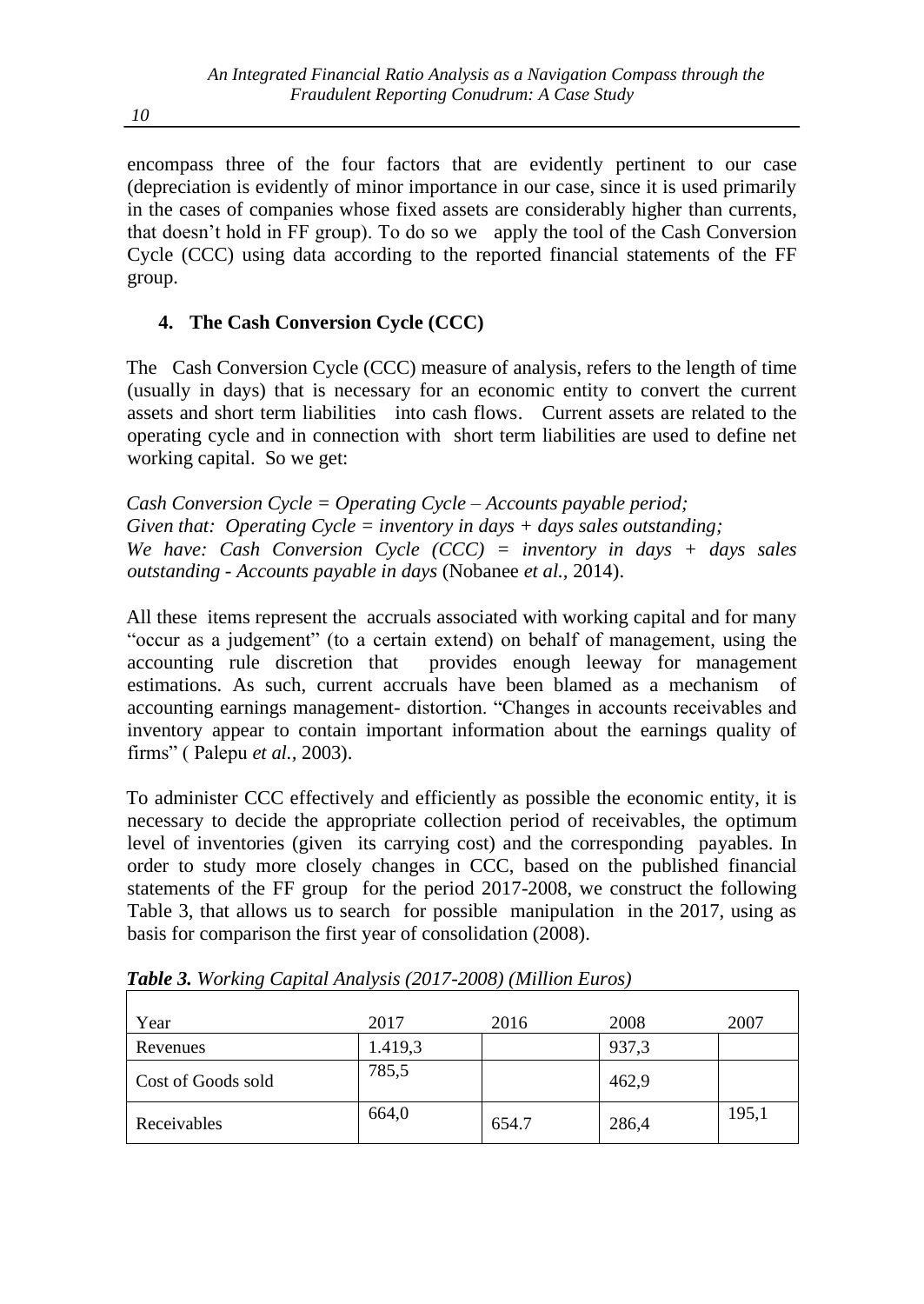encompass three of the four factors that are evidently pertinent to our case (depreciation is evidently of minor importance in our case, since it is used primarily in the cases of companies whose fixed assets are considerably higher than currents, that doesn't hold in FF group). To do so we apply the tool of the Cash Conversion Cycle (CCC) using data according to the reported financial statements of the FF group.

## 4. The Cash Conversion Cycle (CCC)

The Cash Conversion Cycle (CCC) measure of analysis, refers to the length of time (usually in days) that is necessary for an economic entity to convert the current assets and short term liabilities into cash flows. Current assets are related to the operating cycle and in connection with short term liabilities are used to define net working capital. So we get:

*Cash Conversion Cycle = Operating Cycle – Accounts payable period;*
*Given that: Operating Cycle = inventory in days + days sales outstanding;*
*We have: Cash Conversion Cycle (CCC) = inventory in days + days sales outstanding - Accounts payable in days* (Nobanee *et al.*, 2014).

All these items represent the accruals associated with working capital and for many "occur as a judgement" (to a certain extend) on behalf of management, using the accounting rule discretion that provides enough leeway for management estimations. As such, current accruals have been blamed as a mechanism of accounting earnings management- distortion. "Changes in accounts receivables and inventory appear to contain important information about the earnings quality of firms" ( Palepu *et al.*, 2003).

To administer CCC effectively and efficiently as possible the economic entity, it is necessary to decide the appropriate collection period of receivables, the optimum level of inventories (given its carrying cost) and the corresponding payables. In order to study more closely changes in CCC, based on the published financial statements of the FF group for the period 2017-2008, we construct the following Table 3, that allows us to search for possible manipulation in the 2017, using as basis for comparison the first year of consolidation (2008).

***Table 3.*** *Working Capital Analysis (2017-2008) (Million Euros)*

| Year | 2017 | 2016 | 2008 | 2007 |
|---|---|---|---|---|
| Revenues | 1.419,3 | | 937,3 | |
| Cost of Goods sold | 785,5 | | 462,9 | |
| Receivables | 664,0 | 654.7 | 286,4 | 195,1 |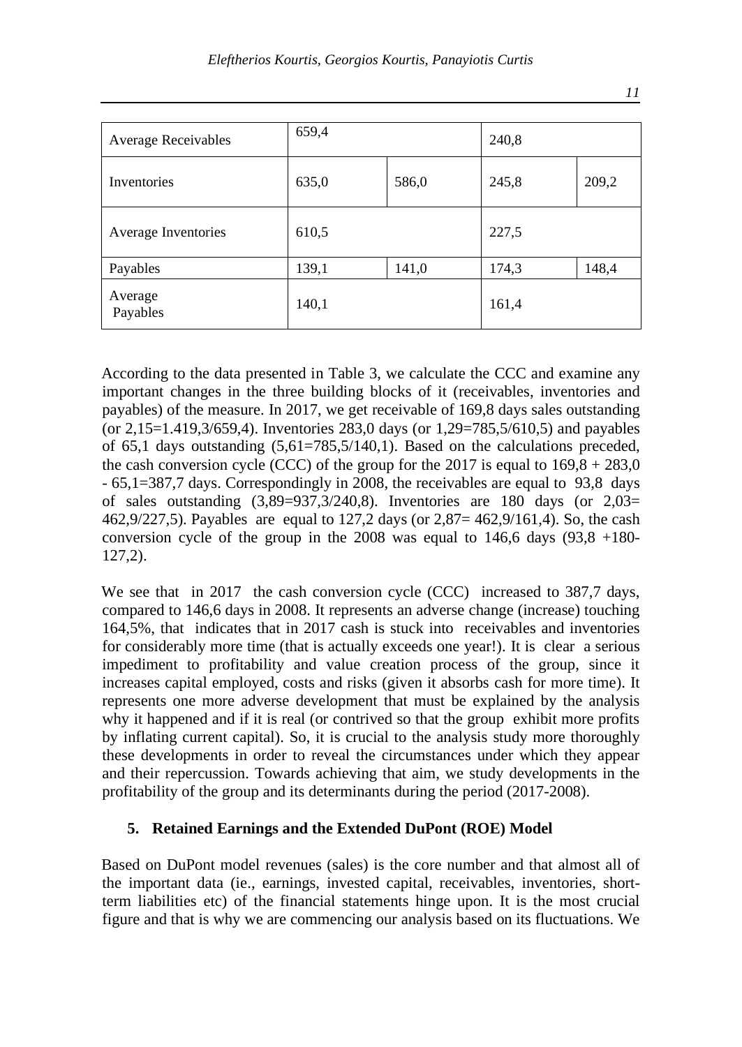| Average Receivables | 659,4 | | 240,8 | |
|---|---|---|---|---|
| Inventories | 635,0 | 586,0 | 245,8 | 209,2 |
| Average Inventories | 610,5 | | 227,5 | |
| Payables | 139,1 | 141,0 | 174,3 | 148,4 |
| Average Payables | 140,1 | | 161,4 | |

According to the data presented in Table 3, we calculate the CCC and examine any important changes in the three building blocks of it (receivables, inventories and payables) of the measure. In 2017, we get receivable of 169,8 days sales outstanding (or 2,15=1.419,3/659,4). Inventories 283,0 days (or 1,29=785,5/610,5) and payables of 65,1 days outstanding (5,61=785,5/140,1). Based on the calculations preceded, the cash conversion cycle (CCC) of the group for the 2017 is equal to 169,8 + 283,0 - 65,1=387,7 days. Correspondingly in 2008, the receivables are equal to 93,8 days of sales outstanding (3,89=937,3/240,8). Inventories are 180 days (or 2,03= 462,9/227,5). Payables are equal to 127,2 days (or 2,87= 462,9/161,4). So, the cash conversion cycle of the group in the 2008 was equal to 146,6 days (93,8 +180-127,2).

We see that in 2017 the cash conversion cycle (CCC) increased to 387,7 days, compared to 146,6 days in 2008. It represents an adverse change (increase) touching 164,5%, that indicates that in 2017 cash is stuck into receivables and inventories for considerably more time (that is actually exceeds one year!). It is clear a serious impediment to profitability and value creation process of the group, since it increases capital employed, costs and risks (given it absorbs cash for more time). It represents one more adverse development that must be explained by the analysis why it happened and if it is real (or contrived so that the group exhibit more profits by inflating current capital). So, it is crucial to the analysis study more thoroughly these developments in order to reveal the circumstances under which they appear and their repercussion. Towards achieving that aim, we study developments in the profitability of the group and its determinants during the period (2017-2008).

## 5. Retained Earnings and the Extended DuPont (ROE) Model

Based on DuPont model revenues (sales) is the core number and that almost all of the important data (ie., earnings, invested capital, receivables, inventories, short-term liabilities etc) of the financial statements hinge upon. It is the most crucial figure and that is why we are commencing our analysis based on its fluctuations. We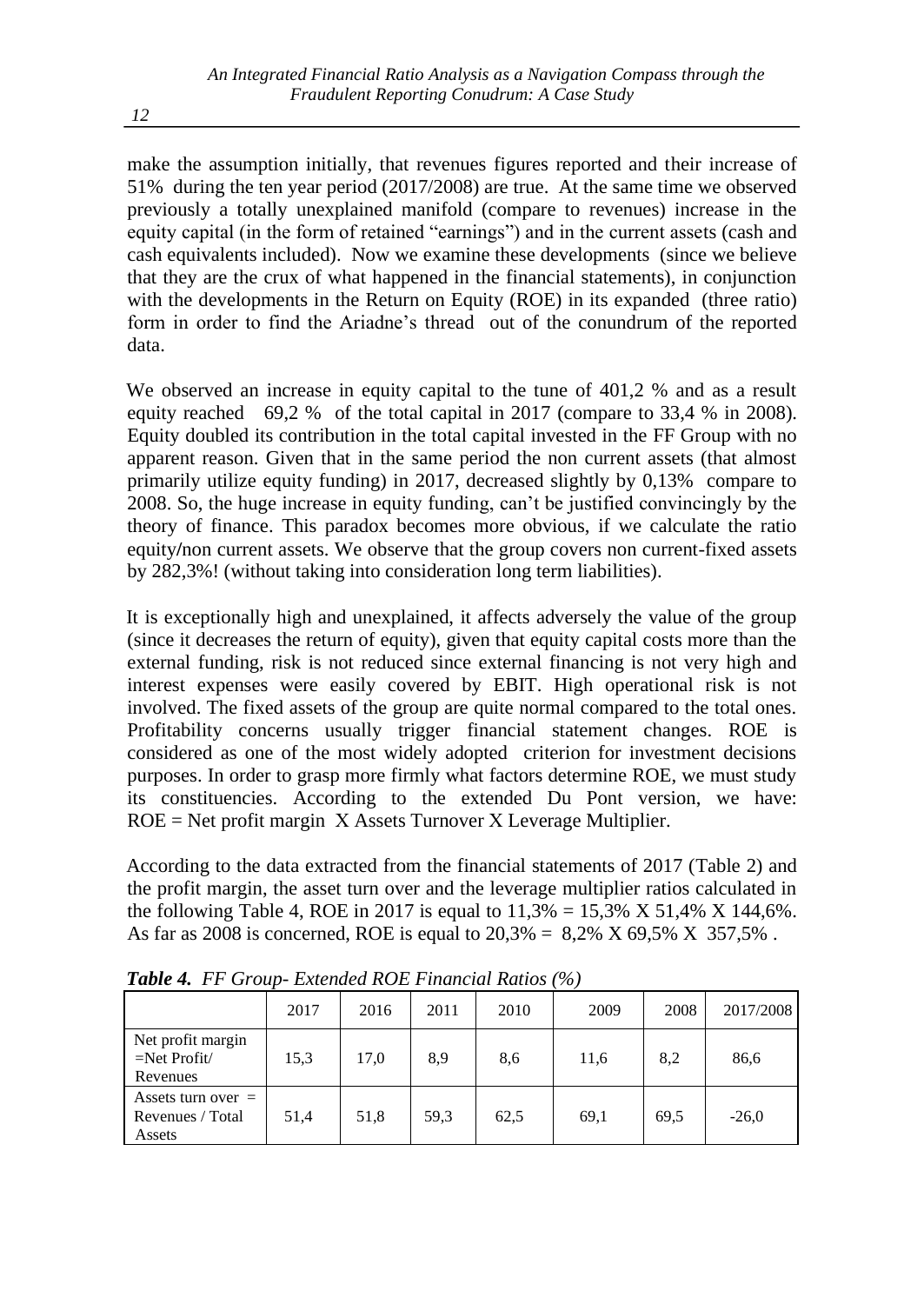make the assumption initially, that revenues figures reported and their increase of 51% during the ten year period (2017/2008) are true. At the same time we observed previously a totally unexplained manifold (compare to revenues) increase in the equity capital (in the form of retained "earnings") and in the current assets (cash and cash equivalents included). Now we examine these developments (since we believe that they are the crux of what happened in the financial statements), in conjunction with the developments in the Return on Equity (ROE) in its expanded (three ratio) form in order to find the Ariadne's thread out of the conundrum of the reported data.

We observed an increase in equity capital to the tune of 401,2 % and as a result equity reached 69,2 % of the total capital in 2017 (compare to 33,4 % in 2008). Equity doubled its contribution in the total capital invested in the FF Group with no apparent reason. Given that in the same period the non current assets (that almost primarily utilize equity funding) in 2017, decreased slightly by 0,13% compare to 2008. So, the huge increase in equity funding, can't be justified convincingly by the theory of finance. This paradox becomes more obvious, if we calculate the ratio equity/non current assets. We observe that the group covers non current-fixed assets by 282,3%! (without taking into consideration long term liabilities).

It is exceptionally high and unexplained, it affects adversely the value of the group (since it decreases the return of equity), given that equity capital costs more than the external funding, risk is not reduced since external financing is not very high and interest expenses were easily covered by EBIT. High operational risk is not involved. The fixed assets of the group are quite normal compared to the total ones. Profitability concerns usually trigger financial statement changes. ROE is considered as one of the most widely adopted criterion for investment decisions purposes. In order to grasp more firmly what factors determine ROE, we must study its constituencies. According to the extended Du Pont version, we have: ROE = Net profit margin X Assets Turnover X Leverage Multiplier.

According to the data extracted from the financial statements of 2017 (Table 2) and the profit margin, the asset turn over and the leverage multiplier ratios calculated in the following Table 4, ROE in 2017 is equal to 11,3% = 15,3% X 51,4% X 144,6%. As far as 2008 is concerned, ROE is equal to 20,3% = 8,2% X 69,5% X 357,5% .

***Table 4.*** *FF Group- Extended ROE Financial Ratios (%)*

| | 2017 | 2016 | 2011 | 2010 | 2009 | 2008 | 2017/2008 |
|---|---|---|---|---|---|---|---|
| Net profit margin =Net Profit/ Revenues | 15,3 | 17,0 | 8,9 | 8,6 | 11,6 | 8,2 | 86,6 |
| Assets turn over = Revenues / Total Assets | 51,4 | 51,8 | 59,3 | 62,5 | 69,1 | 69,5 | -26,0 |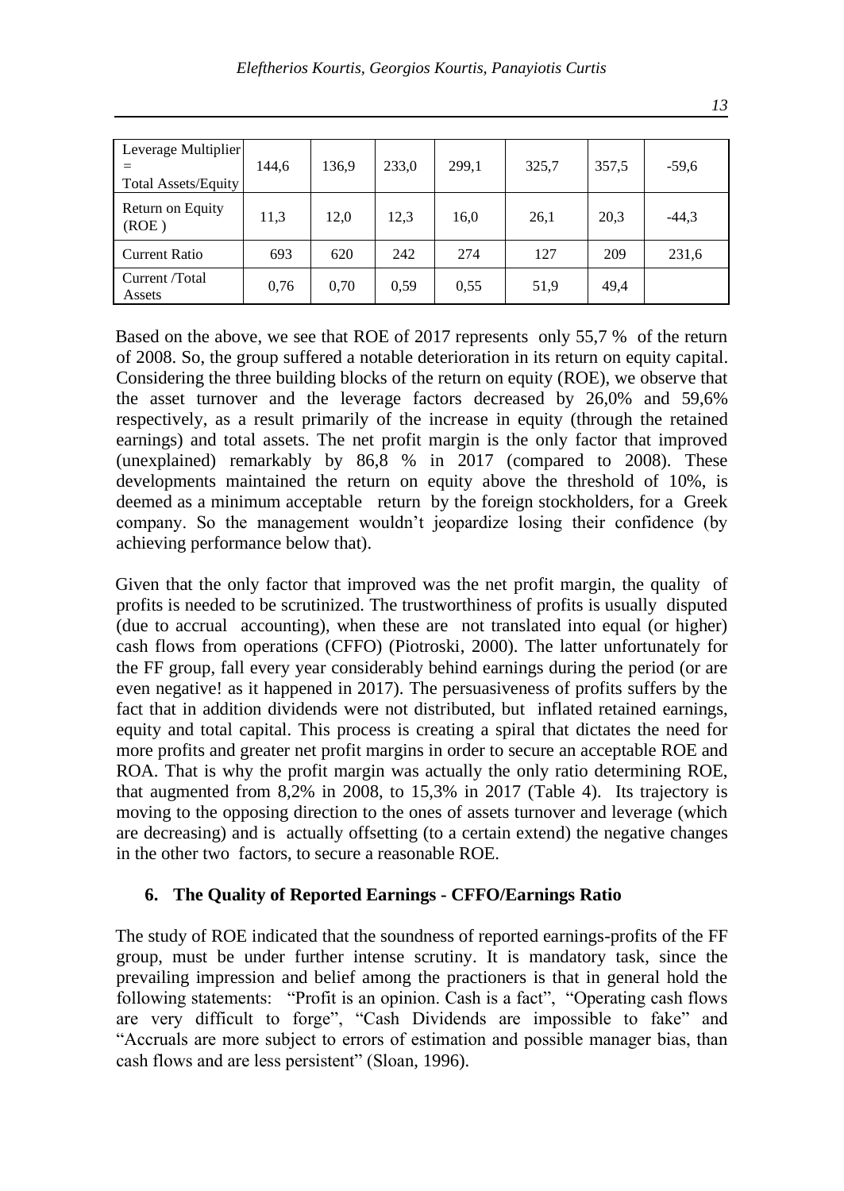| Leverage Multiplier = Total Assets/Equity | 144,6 | 136,9 | 233,0 | 299,1 | 325,7 | 357,5 | -59,6 |
|---|---|---|---|---|---|---|---|
| Return on Equity (ROE ) | 11,3 | 12,0 | 12,3 | 16,0 | 26,1 | 20,3 | -44,3 |
| Current Ratio | 693 | 620 | 242 | 274 | 127 | 209 | 231,6 |
| Current /Total Assets | 0,76 | 0,70 | 0,59 | 0,55 | 51,9 | 49,4 | |

Based on the above, we see that ROE of 2017 represents only 55,7 % of the return of 2008. So, the group suffered a notable deterioration in its return on equity capital. Considering the three building blocks of the return on equity (ROE), we observe that the asset turnover and the leverage factors decreased by 26,0% and 59,6% respectively, as a result primarily of the increase in equity (through the retained earnings) and total assets. The net profit margin is the only factor that improved (unexplained) remarkably by 86,8 % in 2017 (compared to 2008). These developments maintained the return on equity above the threshold of 10%, is deemed as a minimum acceptable return by the foreign stockholders, for a Greek company. So the management wouldn't jeopardize losing their confidence (by achieving performance below that).

Given that the only factor that improved was the net profit margin, the quality of profits is needed to be scrutinized. The trustworthiness of profits is usually disputed (due to accrual accounting), when these are not translated into equal (or higher) cash flows from operations (CFFO) (Piotroski, 2000). The latter unfortunately for the FF group, fall every year considerably behind earnings during the period (or are even negative! as it happened in 2017). The persuasiveness of profits suffers by the fact that in addition dividends were not distributed, but inflated retained earnings, equity and total capital. This process is creating a spiral that dictates the need for more profits and greater net profit margins in order to secure an acceptable ROE and ROA. That is why the profit margin was actually the only ratio determining ROE, that augmented from 8,2% in 2008, to 15,3% in 2017 (Table 4). Its trajectory is moving to the opposing direction to the ones of assets turnover and leverage (which are decreasing) and is actually offsetting (to a certain extend) the negative changes in the other two factors, to secure a reasonable ROE.

## 6. The Quality of Reported Earnings - CFFO/Earnings Ratio

The study of ROE indicated that the soundness of reported earnings-profits of the FF group, must be under further intense scrutiny. It is mandatory task, since the prevailing impression and belief among the practioners is that in general hold the following statements: "Profit is an opinion. Cash is a fact", "Operating cash flows are very difficult to forge", "Cash Dividends are impossible to fake" and "Accruals are more subject to errors of estimation and possible manager bias, than cash flows and are less persistent" (Sloan, 1996).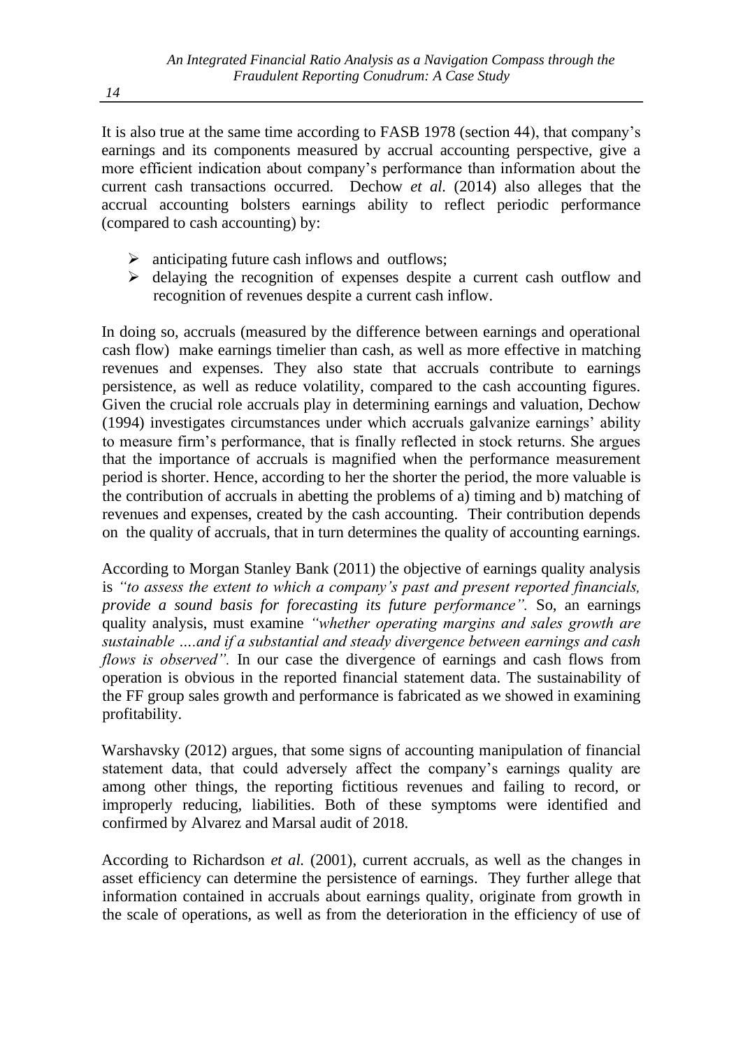It is also true at the same time according to FASB 1978 (section 44), that company's earnings and its components measured by accrual accounting perspective, give a more efficient indication about company's performance than information about the current cash transactions occurred. Dechow *et al.* (2014) also alleges that the accrual accounting bolsters earnings ability to reflect periodic performance (compared to cash accounting) by:

- anticipating future cash inflows and outflows;
- delaying the recognition of expenses despite a current cash outflow and recognition of revenues despite a current cash inflow.

In doing so, accruals (measured by the difference between earnings and operational cash flow) make earnings timelier than cash, as well as more effective in matching revenues and expenses. They also state that accruals contribute to earnings persistence, as well as reduce volatility, compared to the cash accounting figures. Given the crucial role accruals play in determining earnings and valuation, Dechow (1994) investigates circumstances under which accruals galvanize earnings' ability to measure firm's performance, that is finally reflected in stock returns. She argues that the importance of accruals is magnified when the performance measurement period is shorter. Hence, according to her the shorter the period, the more valuable is the contribution of accruals in abetting the problems of a) timing and b) matching of revenues and expenses, created by the cash accounting. Their contribution depends on the quality of accruals, that in turn determines the quality of accounting earnings.

According to Morgan Stanley Bank (2011) the objective of earnings quality analysis is *"to assess the extent to which a company's past and present reported financials, provide a sound basis for forecasting its future performance".* So, an earnings quality analysis, must examine *"whether operating margins and sales growth are sustainable ….and if a substantial and steady divergence between earnings and cash flows is observed".* In our case the divergence of earnings and cash flows from operation is obvious in the reported financial statement data. The sustainability of the FF group sales growth and performance is fabricated as we showed in examining profitability.

Warshavsky (2012) argues, that some signs of accounting manipulation of financial statement data, that could adversely affect the company's earnings quality are among other things, the reporting fictitious revenues and failing to record, or improperly reducing, liabilities. Both of these symptoms were identified and confirmed by Alvarez and Marsal audit of 2018.

According to Richardson *et al.* (2001), current accruals, as well as the changes in asset efficiency can determine the persistence of earnings. They further allege that information contained in accruals about earnings quality, originate from growth in the scale of operations, as well as from the deterioration in the efficiency of use of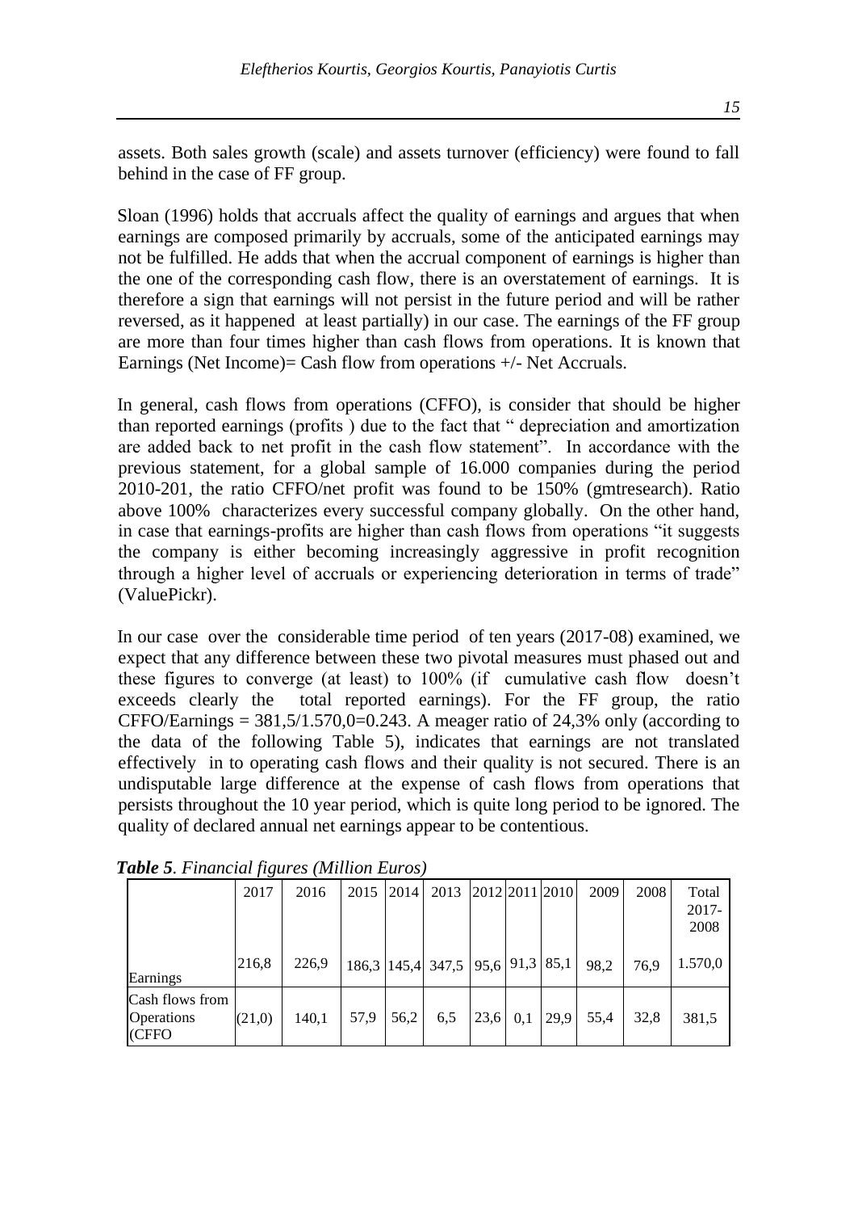assets. Both sales growth (scale) and assets turnover (efficiency) were found to fall behind in the case of FF group.

Sloan (1996) holds that accruals affect the quality of earnings and argues that when earnings are composed primarily by accruals, some of the anticipated earnings may not be fulfilled. He adds that when the accrual component of earnings is higher than the one of the corresponding cash flow, there is an overstatement of earnings. It is therefore a sign that earnings will not persist in the future period and will be rather reversed, as it happened at least partially) in our case. The earnings of the FF group are more than four times higher than cash flows from operations. It is known that Earnings (Net Income)= Cash flow from operations +/- Net Accruals.

In general, cash flows from operations (CFFO), is consider that should be higher than reported earnings (profits ) due to the fact that " depreciation and amortization are added back to net profit in the cash flow statement". In accordance with the previous statement, for a global sample of 16.000 companies during the period 2010-201, the ratio CFFO/net profit was found to be 150% (gmtresearch). Ratio above 100% characterizes every successful company globally. On the other hand, in case that earnings-profits are higher than cash flows from operations "it suggests the company is either becoming increasingly aggressive in profit recognition through a higher level of accruals or experiencing deterioration in terms of trade" (ValuePickr).

In our case over the considerable time period of ten years (2017-08) examined, we expect that any difference between these two pivotal measures must phased out and these figures to converge (at least) to 100% (if cumulative cash flow doesn't exceeds clearly the total reported earnings). For the FF group, the ratio CFFO/Earnings = 381,5/1.570,0=0.243. A meager ratio of 24,3% only (according to the data of the following Table 5), indicates that earnings are not translated effectively in to operating cash flows and their quality is not secured. There is an undisputable large difference at the expense of cash flows from operations that persists throughout the 10 year period, which is quite long period to be ignored. The quality of declared annual net earnings appear to be contentious.

***Table 5**. Financial figures (Million Euros)*

| | 2017 | 2016 | 2015 | 2014 | 2013 | 2012 | 2011 | 2010 | 2009 | 2008 | Total 2017-2008 |
|---|---|---|---|---|---|---|---|---|---|---|---|
| Earnings | 216,8 | 226,9 | 186,3 | 145,4 | 347,5 | 95,6 | 91,3 | 85,1 | 98,2 | 76,9 | 1.570,0 |
| Cash flows from Operations (CFFO | (21,0) | 140,1 | 57,9 | 56,2 | 6,5 | 23,6 | 0,1 | 29,9 | 55,4 | 32,8 | 381,5 |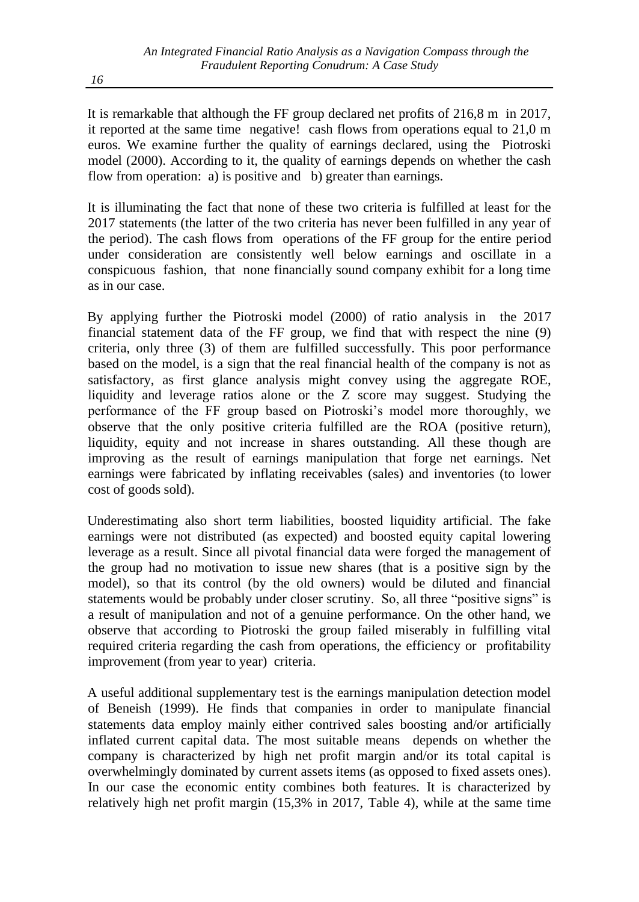It is remarkable that although the FF group declared net profits of 216,8 m in 2017, it reported at the same time negative! cash flows from operations equal to 21,0 m euros. We examine further the quality of earnings declared, using the Piotroski model (2000). According to it, the quality of earnings depends on whether the cash flow from operation: a) is positive and b) greater than earnings.

It is illuminating the fact that none of these two criteria is fulfilled at least for the 2017 statements (the latter of the two criteria has never been fulfilled in any year of the period). The cash flows from operations of the FF group for the entire period under consideration are consistently well below earnings and oscillate in a conspicuous fashion, that none financially sound company exhibit for a long time as in our case.

By applying further the Piotroski model (2000) of ratio analysis in the 2017 financial statement data of the FF group, we find that with respect the nine (9) criteria, only three (3) of them are fulfilled successfully. This poor performance based on the model, is a sign that the real financial health of the company is not as satisfactory, as first glance analysis might convey using the aggregate ROE, liquidity and leverage ratios alone or the Z score may suggest. Studying the performance of the FF group based on Piotroski's model more thoroughly, we observe that the only positive criteria fulfilled are the ROA (positive return), liquidity, equity and not increase in shares outstanding. All these though are improving as the result of earnings manipulation that forge net earnings. Net earnings were fabricated by inflating receivables (sales) and inventories (to lower cost of goods sold).

Underestimating also short term liabilities, boosted liquidity artificial. The fake earnings were not distributed (as expected) and boosted equity capital lowering leverage as a result. Since all pivotal financial data were forged the management of the group had no motivation to issue new shares (that is a positive sign by the model), so that its control (by the old owners) would be diluted and financial statements would be probably under closer scrutiny. So, all three "positive signs" is a result of manipulation and not of a genuine performance. On the other hand, we observe that according to Piotroski the group failed miserably in fulfilling vital required criteria regarding the cash from operations, the efficiency or profitability improvement (from year to year) criteria.

A useful additional supplementary test is the earnings manipulation detection model of Beneish (1999). He finds that companies in order to manipulate financial statements data employ mainly either contrived sales boosting and/or artificially inflated current capital data. The most suitable means depends on whether the company is characterized by high net profit margin and/or its total capital is overwhelmingly dominated by current assets items (as opposed to fixed assets ones). In our case the economic entity combines both features. It is characterized by relatively high net profit margin (15,3% in 2017, Table 4), while at the same time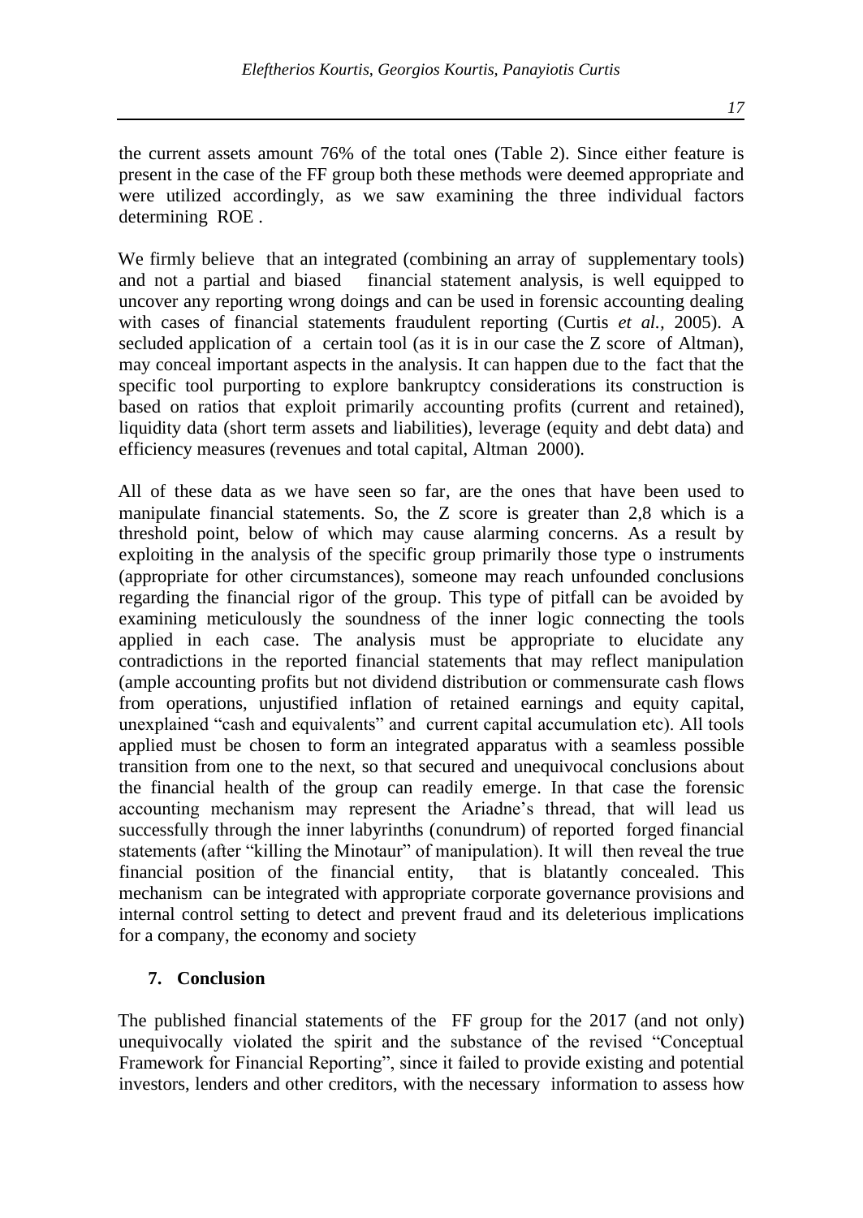the current assets amount 76% of the total ones (Table 2). Since either feature is present in the case of the FF group both these methods were deemed appropriate and were utilized accordingly, as we saw examining the three individual factors determining ROE .

We firmly believe that an integrated (combining an array of supplementary tools) and not a partial and biased financial statement analysis, is well equipped to uncover any reporting wrong doings and can be used in forensic accounting dealing with cases of financial statements fraudulent reporting (Curtis *et al.*, 2005). A secluded application of a certain tool (as it is in our case the Z score of Altman), may conceal important aspects in the analysis. It can happen due to the fact that the specific tool purporting to explore bankruptcy considerations its construction is based on ratios that exploit primarily accounting profits (current and retained), liquidity data (short term assets and liabilities), leverage (equity and debt data) and efficiency measures (revenues and total capital, Altman 2000).

All of these data as we have seen so far, are the ones that have been used to manipulate financial statements. So, the Z score is greater than 2,8 which is a threshold point, below of which may cause alarming concerns. As a result by exploiting in the analysis of the specific group primarily those type o instruments (appropriate for other circumstances), someone may reach unfounded conclusions regarding the financial rigor of the group. This type of pitfall can be avoided by examining meticulously the soundness of the inner logic connecting the tools applied in each case. The analysis must be appropriate to elucidate any contradictions in the reported financial statements that may reflect manipulation (ample accounting profits but not dividend distribution or commensurate cash flows from operations, unjustified inflation of retained earnings and equity capital, unexplained "cash and equivalents" and current capital accumulation etc). All tools applied must be chosen to form an integrated apparatus with a seamless possible transition from one to the next, so that secured and unequivocal conclusions about the financial health of the group can readily emerge. In that case the forensic accounting mechanism may represent the Ariadne's thread, that will lead us successfully through the inner labyrinths (conundrum) of reported forged financial statements (after "killing the Minotaur" of manipulation). It will then reveal the true financial position of the financial entity, that is blatantly concealed. This mechanism can be integrated with appropriate corporate governance provisions and internal control setting to detect and prevent fraud and its deleterious implications for a company, the economy and society

## 7. Conclusion

The published financial statements of the FF group for the 2017 (and not only) unequivocally violated the spirit and the substance of the revised "Conceptual Framework for Financial Reporting", since it failed to provide existing and potential investors, lenders and other creditors, with the necessary information to assess how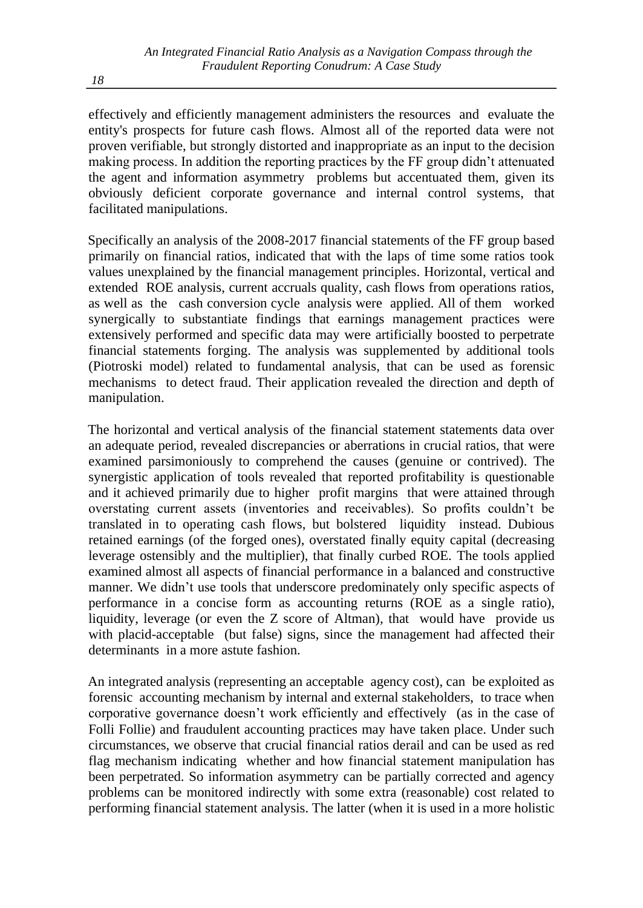effectively and efficiently management administers the resources and evaluate the entity's prospects for future cash flows. Almost all of the reported data were not proven verifiable, but strongly distorted and inappropriate as an input to the decision making process. In addition the reporting practices by the FF group didn't attenuated the agent and information asymmetry problems but accentuated them, given its obviously deficient corporate governance and internal control systems, that facilitated manipulations.

Specifically an analysis of the 2008-2017 financial statements of the FF group based primarily on financial ratios, indicated that with the laps of time some ratios took values unexplained by the financial management principles. Horizontal, vertical and extended ROE analysis, current accruals quality, cash flows from operations ratios, as well as the cash conversion cycle analysis were applied. All of them worked synergically to substantiate findings that earnings management practices were extensively performed and specific data may were artificially boosted to perpetrate financial statements forging. The analysis was supplemented by additional tools (Piotroski model) related to fundamental analysis, that can be used as forensic mechanisms to detect fraud. Their application revealed the direction and depth of manipulation.

The horizontal and vertical analysis of the financial statement statements data over an adequate period, revealed discrepancies or aberrations in crucial ratios, that were examined parsimoniously to comprehend the causes (genuine or contrived). The synergistic application of tools revealed that reported profitability is questionable and it achieved primarily due to higher profit margins that were attained through overstating current assets (inventories and receivables). So profits couldn't be translated in to operating cash flows, but bolstered liquidity instead. Dubious retained earnings (of the forged ones), overstated finally equity capital (decreasing leverage ostensibly and the multiplier), that finally curbed ROE. The tools applied examined almost all aspects of financial performance in a balanced and constructive manner. We didn't use tools that underscore predominately only specific aspects of performance in a concise form as accounting returns (ROE as a single ratio), liquidity, leverage (or even the Z score of Altman), that would have provide us with placid-acceptable (but false) signs, since the management had affected their determinants in a more astute fashion.

An integrated analysis (representing an acceptable agency cost), can be exploited as forensic accounting mechanism by internal and external stakeholders, to trace when corporative governance doesn't work efficiently and effectively (as in the case of Folli Follie) and fraudulent accounting practices may have taken place. Under such circumstances, we observe that crucial financial ratios derail and can be used as red flag mechanism indicating whether and how financial statement manipulation has been perpetrated. So information asymmetry can be partially corrected and agency problems can be monitored indirectly with some extra (reasonable) cost related to performing financial statement analysis. The latter (when it is used in a more holistic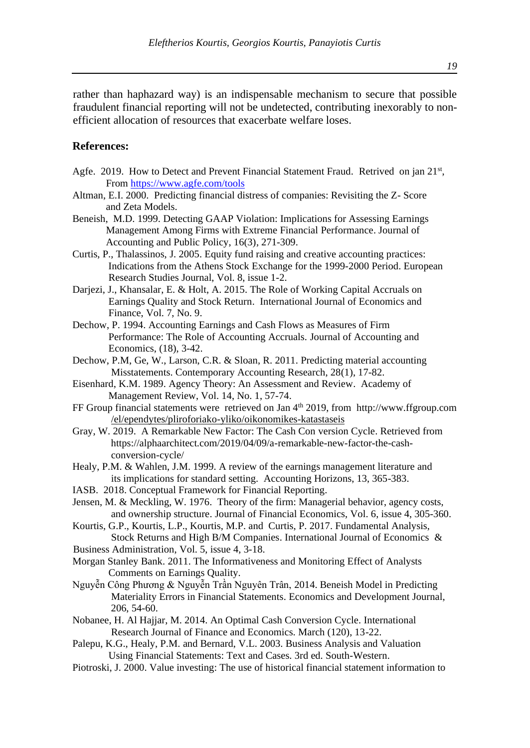rather than haphazard way) is an indispensable mechanism to secure that possible fraudulent financial reporting will not be undetected, contributing inexorably to non-efficient allocation of resources that exacerbate welfare loses.

## References:

Agfe. 2019. How to Detect and Prevent Financial Statement Fraud. Retrived on jan 21st, From https://www.agfe.com/tools

Altman, E.I. 2000. Predicting financial distress of companies: Revisiting the Z- Score and Zeta Models.

Beneish, M.D. 1999. Detecting GAAP Violation: Implications for Assessing Earnings Management Among Firms with Extreme Financial Performance. Journal of Accounting and Public Policy, 16(3), 271-309.

Curtis, P., Thalassinos, J. 2005. Equity fund raising and creative accounting practices: Indications from the Athens Stock Exchange for the 1999-2000 Period. European Research Studies Journal, Vol. 8, issue 1-2.

Darjezi, J., Khansalar, E. & Holt, A. 2015. The Role of Working Capital Accruals on Earnings Quality and Stock Return. International Journal of Economics and Finance, Vol. 7, No. 9.

Dechow, P. 1994. Accounting Earnings and Cash Flows as Measures of Firm Performance: The Role of Accounting Accruals. Journal of Accounting and Economics, (18), 3-42.

Dechow, P.M, Ge, W., Larson, C.R. & Sloan, R. 2011. Predicting material accounting Misstatements. Contemporary Accounting Research, 28(1), 17-82.

Eisenhard, K.M. 1989. Agency Theory: An Assessment and Review. Academy of Management Review, Vol. 14, No. 1, 57-74.

FF Group financial statements were retrieved on Jan 4th 2019, from http://www.ffgroup.com/el/ependytes/pliroforiako-yliko/oikonomikes-katastaseis

Gray, W. 2019. A Remarkable New Factor: The Cash Con version Cycle. Retrieved from https://alphaarchitect.com/2019/04/09/a-remarkable-new-factor-the-cash-conversion-cycle/

Healy, P.M. & Wahlen, J.M. 1999. A review of the earnings management literature and its implications for standard setting. Accounting Horizons, 13, 365-383.

IASB. 2018. Conceptual Framework for Financial Reporting.

Jensen, M. & Meckling, W. 1976. Theory of the firm: Managerial behavior, agency costs, and ownership structure. Journal of Financial Economics, Vol. 6, issue 4, 305-360.

Kourtis, G.P., Kourtis, L.P., Kourtis, M.P. and Curtis, P. 2017. Fundamental Analysis, Stock Returns and High B/M Companies. International Journal of Economics & Business Administration, Vol. 5, issue 4, 3-18.

Morgan Stanley Bank. 2011. The Informativeness and Monitoring Effect of Analysts Comments on Earnings Quality.

Nguyễn Công Phương & Nguyễn Trần Nguyên Trân, 2014. Beneish Model in Predicting Materiality Errors in Financial Statements. Economics and Development Journal, 206, 54-60.

Nobanee, H. Al Hajjar, M. 2014. An Optimal Cash Conversion Cycle. International Research Journal of Finance and Economics. March (120), 13-22.

Palepu, K.G., Healy, P.M. and Bernard, V.L. 2003. Business Analysis and Valuation Using Financial Statements: Text and Cases. 3rd ed. South-Western.

Piotroski, J. 2000. Value investing: The use of historical financial statement information to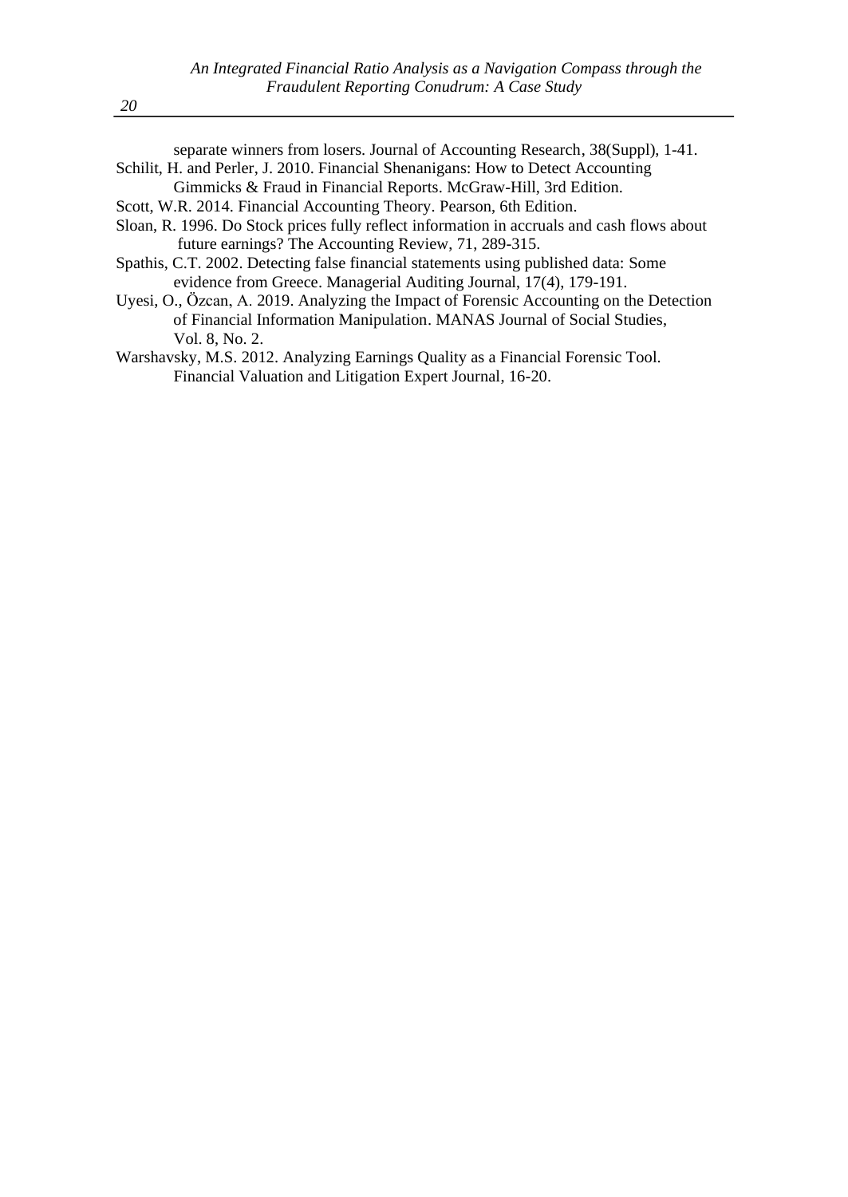separate winners from losers. Journal of Accounting Research, 38(Suppl), 1-41.

Schilit, H. and Perler, J. 2010. Financial Shenanigans: How to Detect Accounting Gimmicks & Fraud in Financial Reports. McGraw-Hill, 3rd Edition.

Scott, W.R. 2014. Financial Accounting Theory. Pearson, 6th Edition.

Sloan, R. 1996. Do Stock prices fully reflect information in accruals and cash flows about future earnings? The Accounting Review, 71, 289-315.

Spathis, C.T. 2002. Detecting false financial statements using published data: Some evidence from Greece. Managerial Auditing Journal, 17(4), 179-191.

Uyesi, O., Özcan, A. 2019. Analyzing the Impact of Forensic Accounting on the Detection of Financial Information Manipulation. MANAS Journal of Social Studies, Vol. 8, No. 2.

Warshavsky, M.S. 2012. Analyzing Earnings Quality as a Financial Forensic Tool. Financial Valuation and Litigation Expert Journal, 16-20.